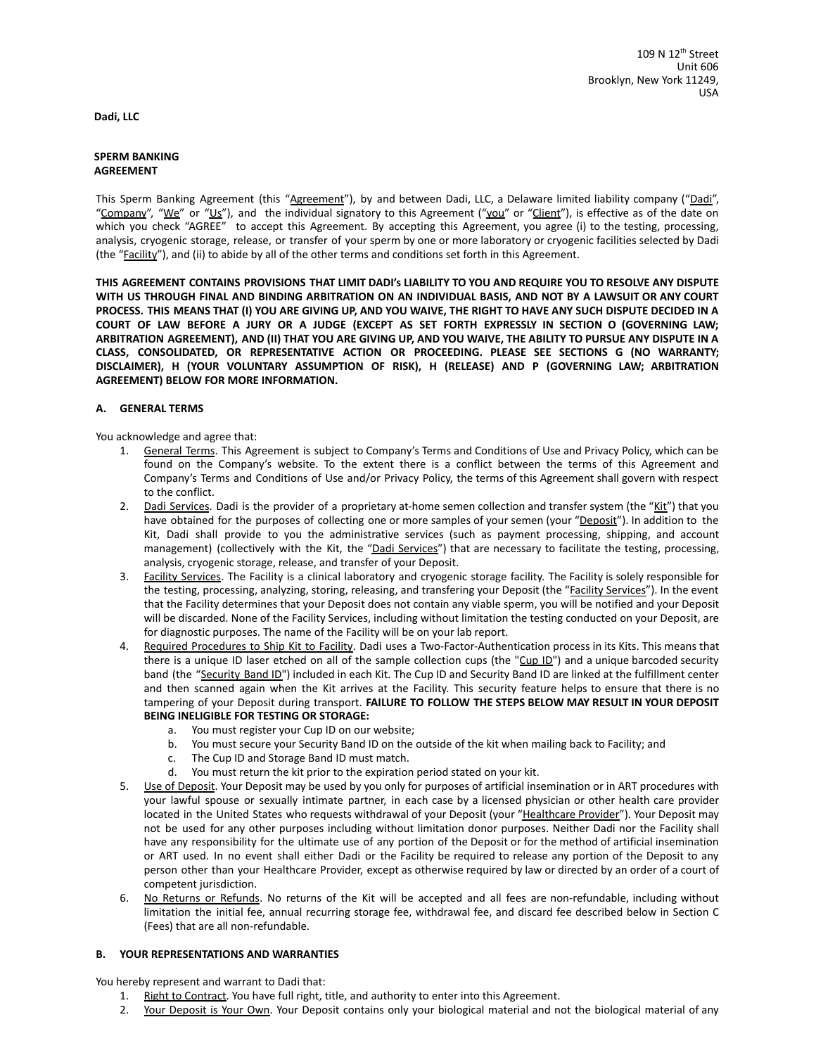109 N 12th Street
Unit 606
Brooklyn, New York 11249,
USA

**Dadi, LLC**

**SPERM BANKING AGREEMENT**

This Sperm Banking Agreement (this "Agreement"), by and between Dadi, LLC, a Delaware limited liability company ("Dadi", "Company", "We" or "Us"), and the individual signatory to this Agreement ("you" or "Client"), is effective as of the date on which you check "AGREE" to accept this Agreement. By accepting this Agreement, you agree (i) to the testing, processing, analysis, cryogenic storage, release, or transfer of your sperm by one or more laboratory or cryogenic facilities selected by Dadi (the "Facility"), and (ii) to abide by all of the other terms and conditions set forth in this Agreement.

**THIS AGREEMENT CONTAINS PROVISIONS THAT LIMIT DADI's LIABILITY TO YOU AND REQUIRE YOU TO RESOLVE ANY DISPUTE WITH US THROUGH FINAL AND BINDING ARBITRATION ON AN INDIVIDUAL BASIS, AND NOT BY A LAWSUIT OR ANY COURT PROCESS. THIS MEANS THAT (I) YOU ARE GIVING UP, AND YOU WAIVE, THE RIGHT TO HAVE ANY SUCH DISPUTE DECIDED IN A COURT OF LAW BEFORE A JURY OR A JUDGE (EXCEPT AS SET FORTH EXPRESSLY IN SECTION O (GOVERNING LAW; ARBITRATION AGREEMENT), AND (II) THAT YOU ARE GIVING UP, AND YOU WAIVE, THE ABILITY TO PURSUE ANY DISPUTE IN A CLASS, CONSOLIDATED, OR REPRESENTATIVE ACTION OR PROCEEDING. PLEASE SEE SECTIONS G (NO WARRANTY; DISCLAIMER), H (YOUR VOLUNTARY ASSUMPTION OF RISK), H (RELEASE) AND P (GOVERNING LAW; ARBITRATION AGREEMENT) BELOW FOR MORE INFORMATION.**

## A. GENERAL TERMS

You acknowledge and agree that:

1. General Terms. This Agreement is subject to Company's Terms and Conditions of Use and Privacy Policy, which can be found on the Company's website. To the extent there is a conflict between the terms of this Agreement and Company's Terms and Conditions of Use and/or Privacy Policy, the terms of this Agreement shall govern with respect to the conflict.
2. Dadi Services. Dadi is the provider of a proprietary at-home semen collection and transfer system (the "Kit") that you have obtained for the purposes of collecting one or more samples of your semen (your "Deposit"). In addition to the Kit, Dadi shall provide to you the administrative services (such as payment processing, shipping, and account management) (collectively with the Kit, the "Dadi Services") that are necessary to facilitate the testing, processing, analysis, cryogenic storage, release, and transfer of your Deposit.
3. Facility Services. The Facility is a clinical laboratory and cryogenic storage facility. The Facility is solely responsible for the testing, processing, analyzing, storing, releasing, and transfering your Deposit (the "Facility Services"). In the event that the Facility determines that your Deposit does not contain any viable sperm, you will be notified and your Deposit will be discarded. None of the Facility Services, including without limitation the testing conducted on your Deposit, are for diagnostic purposes. The name of the Facility will be on your lab report.
4. Required Procedures to Ship Kit to Facility. Dadi uses a Two-Factor-Authentication process in its Kits. This means that there is a unique ID laser etched on all of the sample collection cups (the "Cup ID") and a unique barcoded security band (the "Security Band ID") included in each Kit. The Cup ID and Security Band ID are linked at the fulfillment center and then scanned again when the Kit arrives at the Facility. This security feature helps to ensure that there is no tampering of your Deposit during transport. **FAILURE TO FOLLOW THE STEPS BELOW MAY RESULT IN YOUR DEPOSIT BEING INELIGIBLE FOR TESTING OR STORAGE:**
   a. You must register your Cup ID on our website;
   b. You must secure your Security Band ID on the outside of the kit when mailing back to Facility; and
   c. The Cup ID and Storage Band ID must match.
   d. You must return the kit prior to the expiration period stated on your kit.
5. Use of Deposit. Your Deposit may be used by you only for purposes of artificial insemination or in ART procedures with your lawful spouse or sexually intimate partner, in each case by a licensed physician or other health care provider located in the United States who requests withdrawal of your Deposit (your "Healthcare Provider"). Your Deposit may not be used for any other purposes including without limitation donor purposes. Neither Dadi nor the Facility shall have any responsibility for the ultimate use of any portion of the Deposit or for the method of artificial insemination or ART used. In no event shall either Dadi or the Facility be required to release any portion of the Deposit to any person other than your Healthcare Provider, except as otherwise required by law or directed by an order of a court of competent jurisdiction.
6. No Returns or Refunds. No returns of the Kit will be accepted and all fees are non-refundable, including without limitation the initial fee, annual recurring storage fee, withdrawal fee, and discard fee described below in Section C (Fees) that are all non-refundable.

## B. YOUR REPRESENTATIONS AND WARRANTIES

You hereby represent and warrant to Dadi that:

1. Right to Contract. You have full right, title, and authority to enter into this Agreement.
2. Your Deposit is Your Own. Your Deposit contains only your biological material and not the biological material of any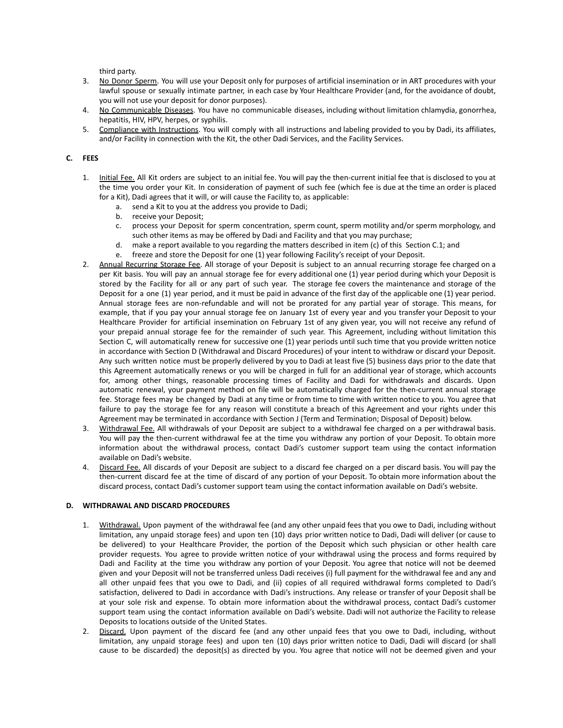third party.

3. <u>No Donor Sperm</u>. You will use your Deposit only for purposes of artificial insemination or in ART procedures with your lawful spouse or sexually intimate partner, in each case by Your Healthcare Provider (and, for the avoidance of doubt, you will not use your deposit for donor purposes).
4. <u>No Communicable Diseases</u>. You have no communicable diseases, including without limitation chlamydia, gonorrhea, hepatitis, HIV, HPV, herpes, or syphilis.
5. <u>Compliance with Instructions</u>. You will comply with all instructions and labeling provided to you by Dadi, its affiliates, and/or Facility in connection with the Kit, the other Dadi Services, and the Facility Services.

**C. FEES**

1. <u>Initial Fee.</u> All Kit orders are subject to an initial fee. You will pay the then-current initial fee that is disclosed to you at the time you order your Kit. In consideration of payment of such fee (which fee is due at the time an order is placed for a Kit), Dadi agrees that it will, or will cause the Facility to, as applicable:
   a. send a Kit to you at the address you provide to Dadi;
   b. receive your Deposit;
   c. process your Deposit for sperm concentration, sperm count, sperm motility and/or sperm morphology, and such other items as may be offered by Dadi and Facility and that you may purchase;
   d. make a report available to you regarding the matters described in item (c) of this Section C.1; and
   e. freeze and store the Deposit for one (1) year following Facility's receipt of your Deposit.
2. <u>Annual Recurring Storage Fee</u>. All storage of your Deposit is subject to an annual recurring storage fee charged on a per Kit basis. You will pay an annual storage fee for every additional one (1) year period during which your Deposit is stored by the Facility for all or any part of such year. The storage fee covers the maintenance and storage of the Deposit for a one (1) year period, and it must be paid in advance of the first day of the applicable one (1) year period. Annual storage fees are non-refundable and will not be prorated for any partial year of storage. This means, for example, that if you pay your annual storage fee on January 1st of every year and you transfer your Deposit to your Healthcare Provider for artificial insemination on February 1st of any given year, you will not receive any refund of your prepaid annual storage fee for the remainder of such year. This Agreement, including without limitation this Section C, will automatically renew for successive one (1) year periods until such time that you provide written notice in accordance with Section D (Withdrawal and Discard Procedures) of your intent to withdraw or discard your Deposit. Any such written notice must be properly delivered by you to Dadi at least five (5) business days prior to the date that this Agreement automatically renews or you will be charged in full for an additional year of storage, which accounts for, among other things, reasonable processing times of Facility and Dadi for withdrawals and discards. Upon automatic renewal, your payment method on file will be automatically charged for the then-current annual storage fee. Storage fees may be changed by Dadi at any time or from time to time with written notice to you. You agree that failure to pay the storage fee for any reason will constitute a breach of this Agreement and your rights under this Agreement may be terminated in accordance with Section J (Term and Termination; Disposal of Deposit) below.
3. <u>Withdrawal Fee.</u> All withdrawals of your Deposit are subject to a withdrawal fee charged on a per withdrawal basis. You will pay the then-current withdrawal fee at the time you withdraw any portion of your Deposit. To obtain more information about the withdrawal process, contact Dadi's customer support team using the contact information available on Dadi's website.
4. <u>Discard Fee.</u> All discards of your Deposit are subject to a discard fee charged on a per discard basis. You will pay the then-current discard fee at the time of discard of any portion of your Deposit. To obtain more information about the discard process, contact Dadi's customer support team using the contact information available on Dadi's website.

**D. WITHDRAWAL AND DISCARD PROCEDURES**

1. <u>Withdrawal.</u> Upon payment of the withdrawal fee (and any other unpaid fees that you owe to Dadi, including without limitation, any unpaid storage fees) and upon ten (10) days prior written notice to Dadi, Dadi will deliver (or cause to be delivered) to your Healthcare Provider, the portion of the Deposit which such physician or other health care provider requests. You agree to provide written notice of your withdrawal using the process and forms required by Dadi and Facility at the time you withdraw any portion of your Deposit. You agree that notice will not be deemed given and your Deposit will not be transferred unless Dadi receives (i) full payment for the withdrawal fee and any and all other unpaid fees that you owe to Dadi, and (ii) copies of all required withdrawal forms completed to Dadi's satisfaction, delivered to Dadi in accordance with Dadi's instructions. Any release or transfer of your Deposit shall be at your sole risk and expense. To obtain more information about the withdrawal process, contact Dadi's customer support team using the contact information available on Dadi's website. Dadi will not authorize the Facility to release Deposits to locations outside of the United States.
2. <u>Discard.</u> Upon payment of the discard fee (and any other unpaid fees that you owe to Dadi, including, without limitation, any unpaid storage fees) and upon ten (10) days prior written notice to Dadi, Dadi will discard (or shall cause to be discarded) the deposit(s) as directed by you. You agree that notice will not be deemed given and your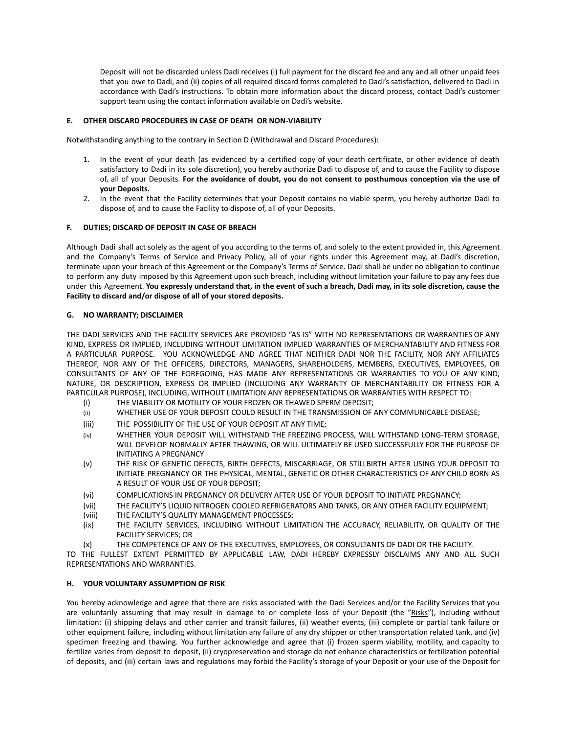Deposit will not be discarded unless Dadi receives (i) full payment for the discard fee and any and all other unpaid fees that you owe to Dadi, and (ii) copies of all required discard forms completed to Dadi's satisfaction, delivered to Dadi in accordance with Dadi's instructions. To obtain more information about the discard process, contact Dadi's customer support team using the contact information available on Dadi's website.

#### E. OTHER DISCARD PROCEDURES IN CASE OF DEATH OR NON-VIABILITY

Notwithstanding anything to the contrary in Section D (Withdrawal and Discard Procedures):

1. In the event of your death (as evidenced by a certified copy of your death certificate, or other evidence of death satisfactory to Dadi in its sole discretion), you hereby authorize Dadi to dispose of, and to cause the Facility to dispose of, all of your Deposits. **For the avoidance of doubt, you do not consent to posthumous conception via the use of your Deposits.**
2. In the event that the Facility determines that your Deposit contains no viable sperm, you hereby authorize Dadi to dispose of, and to cause the Facility to dispose of, all of your Deposits.

#### F. DUTIES; DISCARD OF DEPOSIT IN CASE OF BREACH

Although Dadi shall act solely as the agent of you according to the terms of, and solely to the extent provided in, this Agreement and the Company's Terms of Service and Privacy Policy, all of your rights under this Agreement may, at Dadi's discretion, terminate upon your breach of this Agreement or the Company's Terms of Service. Dadi shall be under no obligation to continue to perform any duty imposed by this Agreement upon such breach, including without limitation your failure to pay any fees due under this Agreement. **You expressly understand that, in the event of such a breach, Dadi may, in its sole discretion, cause the Facility to discard and/or dispose of all of your stored deposits.**

#### G. NO WARRANTY; DISCLAIMER

THE DADI SERVICES AND THE FACILITY SERVICES ARE PROVIDED "AS IS" WITH NO REPRESENTATIONS OR WARRANTIES OF ANY KIND, EXPRESS OR IMPLIED, INCLUDING WITHOUT LIMITATION IMPLIED WARRANTIES OF MERCHANTABILITY AND FITNESS FOR A PARTICULAR PURPOSE. YOU ACKNOWLEDGE AND AGREE THAT NEITHER DADI NOR THE FACILITY, NOR ANY AFFILIATES THEREOF, NOR ANY OF THE OFFICERS, DIRECTORS, MANAGERS, SHAREHOLDERS, MEMBERS, EXECUTIVES, EMPLOYEES, OR CONSULTANTS OF ANY OF THE FOREGOING, HAS MADE ANY REPRESENTATIONS OR WARRANTIES TO YOU OF ANY KIND, NATURE, OR DESCRIPTION, EXPRESS OR IMPLIED (INCLUDING ANY WARRANTY OF MERCHANTABILITY OR FITNESS FOR A PARTICULAR PURPOSE), INCLUDING, WITHOUT LIMITATION ANY REPRESENTATIONS OR WARRANTIES WITH RESPECT TO:

- (i) THE VIABILITY OR MOTILITY OF YOUR FROZEN OR THAWED SPERM DEPOSIT;
- (ii) WHETHER USE OF YOUR DEPOSIT COULD RESULT IN THE TRANSMISSION OF ANY COMMUNICABLE DISEASE;
- (iii) THE POSSIBILITY OF THE USE OF YOUR DEPOSIT AT ANY TIME;
- (iv) WHETHER YOUR DEPOSIT WILL WITHSTAND THE FREEZING PROCESS, WILL WITHSTAND LONG-TERM STORAGE, WILL DEVELOP NORMALLY AFTER THAWING, OR WILL ULTIMATELY BE USED SUCCESSFULLY FOR THE PURPOSE OF INITIATING A PREGNANCY
- (v) THE RISK OF GENETIC DEFECTS, BIRTH DEFECTS, MISCARRIAGE, OR STILLBIRTH AFTER USING YOUR DEPOSIT TO INITIATE PREGNANCY OR THE PHYSICAL, MENTAL, GENETIC OR OTHER CHARACTERISTICS OF ANY CHILD BORN AS A RESULT OF YOUR USE OF YOUR DEPOSIT;
- (vi) COMPLICATIONS IN PREGNANCY OR DELIVERY AFTER USE OF YOUR DEPOSIT TO INITIATE PREGNANCY;
- (vii) THE FACILITY'S LIQUID NITROGEN COOLED REFRIGERATORS AND TANKS, OR ANY OTHER FACILITY EQUIPMENT;
- (viii) THE FACILITY'S QUALITY MANAGEMENT PROCESSES;
- (ix) THE FACILITY SERVICES, INCLUDING WITHOUT LIMITATION THE ACCURACY, RELIABILITY, OR QUALITY OF THE FACILITY SERVICES; OR
- (x) THE COMPETENCE OF ANY OF THE EXECUTIVES, EMPLOYEES, OR CONSULTANTS OF DADI OR THE FACILITY.

TO THE FULLEST EXTENT PERMITTED BY APPLICABLE LAW, DADI HEREBY EXPRESSLY DISCLAIMS ANY AND ALL SUCH REPRESENTATIONS AND WARRANTIES.

#### H. YOUR VOLUNTARY ASSUMPTION OF RISK

You hereby acknowledge and agree that there are risks associated with the Dadi Services and/or the Facility Services that you are voluntarily assuming that may result in damage to or complete loss of your Deposit (the "Risks"), including without limitation: (i) shipping delays and other carrier and transit failures, (ii) weather events, (iii) complete or partial tank failure or other equipment failure, including without limitation any failure of any dry shipper or other transportation related tank, and (iv) specimen freezing and thawing. You further acknowledge and agree that (i) frozen sperm viability, motility, and capacity to fertilize varies from deposit to deposit, (ii) cryopreservation and storage do not enhance characteristics or fertilization potential of deposits, and (iii) certain laws and regulations may forbid the Facility's storage of your Deposit or your use of the Deposit for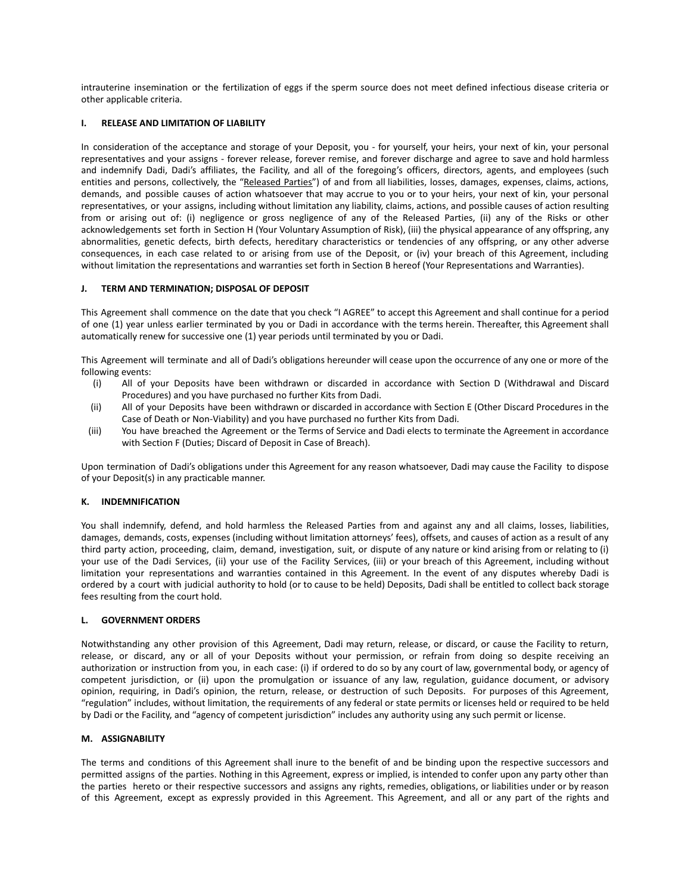intrauterine insemination or the fertilization of eggs if the sperm source does not meet defined infectious disease criteria or other applicable criteria.

### I. RELEASE AND LIMITATION OF LIABILITY

In consideration of the acceptance and storage of your Deposit, you - for yourself, your heirs, your next of kin, your personal representatives and your assigns - forever release, forever remise, and forever discharge and agree to save and hold harmless and indemnify Dadi, Dadi's affiliates, the Facility, and all of the foregoing's officers, directors, agents, and employees (such entities and persons, collectively, the "Released Parties") of and from all liabilities, losses, damages, expenses, claims, actions, demands, and possible causes of action whatsoever that may accrue to you or to your heirs, your next of kin, your personal representatives, or your assigns, including without limitation any liability, claims, actions, and possible causes of action resulting from or arising out of: (i) negligence or gross negligence of any of the Released Parties, (ii) any of the Risks or other acknowledgements set forth in Section H (Your Voluntary Assumption of Risk), (iii) the physical appearance of any offspring, any abnormalities, genetic defects, birth defects, hereditary characteristics or tendencies of any offspring, or any other adverse consequences, in each case related to or arising from use of the Deposit, or (iv) your breach of this Agreement, including without limitation the representations and warranties set forth in Section B hereof (Your Representations and Warranties).

### J. TERM AND TERMINATION; DISPOSAL OF DEPOSIT

This Agreement shall commence on the date that you check "I AGREE" to accept this Agreement and shall continue for a period of one (1) year unless earlier terminated by you or Dadi in accordance with the terms herein. Thereafter, this Agreement shall automatically renew for successive one (1) year periods until terminated by you or Dadi.

This Agreement will terminate and all of Dadi's obligations hereunder will cease upon the occurrence of any one or more of the following events:

(i) All of your Deposits have been withdrawn or discarded in accordance with Section D (Withdrawal and Discard Procedures) and you have purchased no further Kits from Dadi.

(ii) All of your Deposits have been withdrawn or discarded in accordance with Section E (Other Discard Procedures in the Case of Death or Non-Viability) and you have purchased no further Kits from Dadi.

(iii) You have breached the Agreement or the Terms of Service and Dadi elects to terminate the Agreement in accordance with Section F (Duties; Discard of Deposit in Case of Breach).

Upon termination of Dadi's obligations under this Agreement for any reason whatsoever, Dadi may cause the Facility to dispose of your Deposit(s) in any practicable manner.

### K. INDEMNIFICATION

You shall indemnify, defend, and hold harmless the Released Parties from and against any and all claims, losses, liabilities, damages, demands, costs, expenses (including without limitation attorneys' fees), offsets, and causes of action as a result of any third party action, proceeding, claim, demand, investigation, suit, or dispute of any nature or kind arising from or relating to (i) your use of the Dadi Services, (ii) your use of the Facility Services, (iii) or your breach of this Agreement, including without limitation your representations and warranties contained in this Agreement. In the event of any disputes whereby Dadi is ordered by a court with judicial authority to hold (or to cause to be held) Deposits, Dadi shall be entitled to collect back storage fees resulting from the court hold.

### L. GOVERNMENT ORDERS

Notwithstanding any other provision of this Agreement, Dadi may return, release, or discard, or cause the Facility to return, release, or discard, any or all of your Deposits without your permission, or refrain from doing so despite receiving an authorization or instruction from you, in each case: (i) if ordered to do so by any court of law, governmental body, or agency of competent jurisdiction, or (ii) upon the promulgation or issuance of any law, regulation, guidance document, or advisory opinion, requiring, in Dadi's opinion, the return, release, or destruction of such Deposits. For purposes of this Agreement, "regulation" includes, without limitation, the requirements of any federal or state permits or licenses held or required to be held by Dadi or the Facility, and "agency of competent jurisdiction" includes any authority using any such permit or license.

### M. ASSIGNABILITY

The terms and conditions of this Agreement shall inure to the benefit of and be binding upon the respective successors and permitted assigns of the parties. Nothing in this Agreement, express or implied, is intended to confer upon any party other than the parties hereto or their respective successors and assigns any rights, remedies, obligations, or liabilities under or by reason of this Agreement, except as expressly provided in this Agreement. This Agreement, and all or any part of the rights and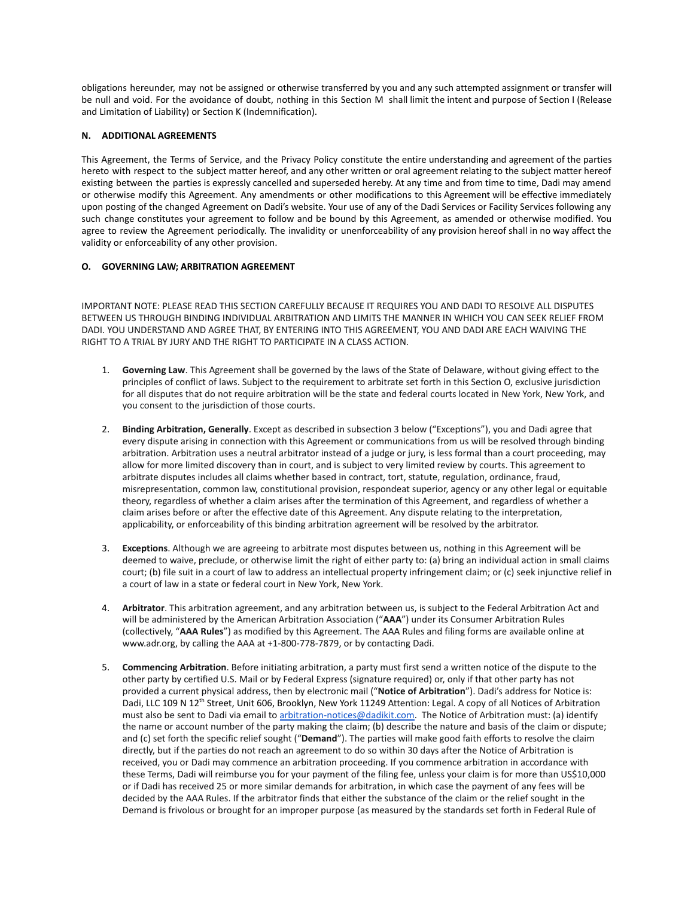obligations hereunder, may not be assigned or otherwise transferred by you and any such attempted assignment or transfer will be null and void. For the avoidance of doubt, nothing in this Section M shall limit the intent and purpose of Section I (Release and Limitation of Liability) or Section K (Indemnification).

### N. ADDITIONAL AGREEMENTS

This Agreement, the Terms of Service, and the Privacy Policy constitute the entire understanding and agreement of the parties hereto with respect to the subject matter hereof, and any other written or oral agreement relating to the subject matter hereof existing between the parties is expressly cancelled and superseded hereby. At any time and from time to time, Dadi may amend or otherwise modify this Agreement. Any amendments or other modifications to this Agreement will be effective immediately upon posting of the changed Agreement on Dadi's website. Your use of any of the Dadi Services or Facility Services following any such change constitutes your agreement to follow and be bound by this Agreement, as amended or otherwise modified. You agree to review the Agreement periodically. The invalidity or unenforceability of any provision hereof shall in no way affect the validity or enforceability of any other provision.

### O. GOVERNING LAW; ARBITRATION AGREEMENT

IMPORTANT NOTE: PLEASE READ THIS SECTION CAREFULLY BECAUSE IT REQUIRES YOU AND DADI TO RESOLVE ALL DISPUTES BETWEEN US THROUGH BINDING INDIVIDUAL ARBITRATION AND LIMITS THE MANNER IN WHICH YOU CAN SEEK RELIEF FROM DADI. YOU UNDERSTAND AND AGREE THAT, BY ENTERING INTO THIS AGREEMENT, YOU AND DADI ARE EACH WAIVING THE RIGHT TO A TRIAL BY JURY AND THE RIGHT TO PARTICIPATE IN A CLASS ACTION.

1. **Governing Law**. This Agreement shall be governed by the laws of the State of Delaware, without giving effect to the principles of conflict of laws. Subject to the requirement to arbitrate set forth in this Section O, exclusive jurisdiction for all disputes that do not require arbitration will be the state and federal courts located in New York, New York, and you consent to the jurisdiction of those courts.

2. **Binding Arbitration, Generally**. Except as described in subsection 3 below ("Exceptions"), you and Dadi agree that every dispute arising in connection with this Agreement or communications from us will be resolved through binding arbitration. Arbitration uses a neutral arbitrator instead of a judge or jury, is less formal than a court proceeding, may allow for more limited discovery than in court, and is subject to very limited review by courts. This agreement to arbitrate disputes includes all claims whether based in contract, tort, statute, regulation, ordinance, fraud, misrepresentation, common law, constitutional provision, respondeat superior, agency or any other legal or equitable theory, regardless of whether a claim arises after the termination of this Agreement, and regardless of whether a claim arises before or after the effective date of this Agreement. Any dispute relating to the interpretation, applicability, or enforceability of this binding arbitration agreement will be resolved by the arbitrator.

3. **Exceptions**. Although we are agreeing to arbitrate most disputes between us, nothing in this Agreement will be deemed to waive, preclude, or otherwise limit the right of either party to: (a) bring an individual action in small claims court; (b) file suit in a court of law to address an intellectual property infringement claim; or (c) seek injunctive relief in a court of law in a state or federal court in New York, New York.

4. **Arbitrator**. This arbitration agreement, and any arbitration between us, is subject to the Federal Arbitration Act and will be administered by the American Arbitration Association ("**AAA**") under its Consumer Arbitration Rules (collectively, "**AAA Rules**") as modified by this Agreement. The AAA Rules and filing forms are available online at www.adr.org, by calling the AAA at +1-800-778-7879, or by contacting Dadi.

5. **Commencing Arbitration**. Before initiating arbitration, a party must first send a written notice of the dispute to the other party by certified U.S. Mail or by Federal Express (signature required) or, only if that other party has not provided a current physical address, then by electronic mail ("**Notice of Arbitration**"). Dadi's address for Notice is: Dadi, LLC 109 N 12th Street, Unit 606, Brooklyn, New York 11249 Attention: Legal. A copy of all Notices of Arbitration must also be sent to Dadi via email to arbitration-notices@dadikit.com. The Notice of Arbitration must: (a) identify the name or account number of the party making the claim; (b) describe the nature and basis of the claim or dispute; and (c) set forth the specific relief sought ("**Demand**"). The parties will make good faith efforts to resolve the claim directly, but if the parties do not reach an agreement to do so within 30 days after the Notice of Arbitration is received, you or Dadi may commence an arbitration proceeding. If you commence arbitration in accordance with these Terms, Dadi will reimburse you for your payment of the filing fee, unless your claim is for more than US$10,000 or if Dadi has received 25 or more similar demands for arbitration, in which case the payment of any fees will be decided by the AAA Rules. If the arbitrator finds that either the substance of the claim or the relief sought in the Demand is frivolous or brought for an improper purpose (as measured by the standards set forth in Federal Rule of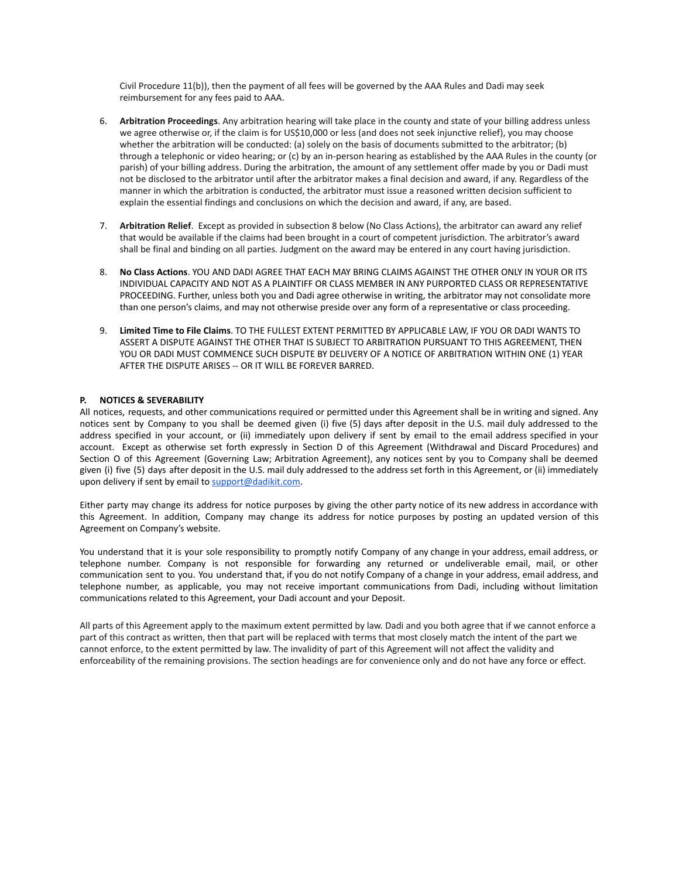Civil Procedure 11(b)), then the payment of all fees will be governed by the AAA Rules and Dadi may seek reimbursement for any fees paid to AAA.

6. **Arbitration Proceedings**. Any arbitration hearing will take place in the county and state of your billing address unless we agree otherwise or, if the claim is for US$10,000 or less (and does not seek injunctive relief), you may choose whether the arbitration will be conducted: (a) solely on the basis of documents submitted to the arbitrator; (b) through a telephonic or video hearing; or (c) by an in-person hearing as established by the AAA Rules in the county (or parish) of your billing address. During the arbitration, the amount of any settlement offer made by you or Dadi must not be disclosed to the arbitrator until after the arbitrator makes a final decision and award, if any. Regardless of the manner in which the arbitration is conducted, the arbitrator must issue a reasoned written decision sufficient to explain the essential findings and conclusions on which the decision and award, if any, are based.

7. **Arbitration Relief**. Except as provided in subsection 8 below (No Class Actions), the arbitrator can award any relief that would be available if the claims had been brought in a court of competent jurisdiction. The arbitrator's award shall be final and binding on all parties. Judgment on the award may be entered in any court having jurisdiction.

8. **No Class Actions**. YOU AND DADI AGREE THAT EACH MAY BRING CLAIMS AGAINST THE OTHER ONLY IN YOUR OR ITS INDIVIDUAL CAPACITY AND NOT AS A PLAINTIFF OR CLASS MEMBER IN ANY PURPORTED CLASS OR REPRESENTATIVE PROCEEDING. Further, unless both you and Dadi agree otherwise in writing, the arbitrator may not consolidate more than one person's claims, and may not otherwise preside over any form of a representative or class proceeding.

9. **Limited Time to File Claims**. TO THE FULLEST EXTENT PERMITTED BY APPLICABLE LAW, IF YOU OR DADI WANTS TO ASSERT A DISPUTE AGAINST THE OTHER THAT IS SUBJECT TO ARBITRATION PURSUANT TO THIS AGREEMENT, THEN YOU OR DADI MUST COMMENCE SUCH DISPUTE BY DELIVERY OF A NOTICE OF ARBITRATION WITHIN ONE (1) YEAR AFTER THE DISPUTE ARISES -- OR IT WILL BE FOREVER BARRED.

**P. NOTICES & SEVERABILITY**

All notices, requests, and other communications required or permitted under this Agreement shall be in writing and signed. Any notices sent by Company to you shall be deemed given (i) five (5) days after deposit in the U.S. mail duly addressed to the address specified in your account, or (ii) immediately upon delivery if sent by email to the email address specified in your account. Except as otherwise set forth expressly in Section D of this Agreement (Withdrawal and Discard Procedures) and Section O of this Agreement (Governing Law; Arbitration Agreement), any notices sent by you to Company shall be deemed given (i) five (5) days after deposit in the U.S. mail duly addressed to the address set forth in this Agreement, or (ii) immediately upon delivery if sent by email to support@dadikit.com.

Either party may change its address for notice purposes by giving the other party notice of its new address in accordance with this Agreement. In addition, Company may change its address for notice purposes by posting an updated version of this Agreement on Company's website.

You understand that it is your sole responsibility to promptly notify Company of any change in your address, email address, or telephone number. Company is not responsible for forwarding any returned or undeliverable email, mail, or other communication sent to you. You understand that, if you do not notify Company of a change in your address, email address, and telephone number, as applicable, you may not receive important communications from Dadi, including without limitation communications related to this Agreement, your Dadi account and your Deposit.

All parts of this Agreement apply to the maximum extent permitted by law. Dadi and you both agree that if we cannot enforce a part of this contract as written, then that part will be replaced with terms that most closely match the intent of the part we cannot enforce, to the extent permitted by law. The invalidity of part of this Agreement will not affect the validity and enforceability of the remaining provisions. The section headings are for convenience only and do not have any force or effect.